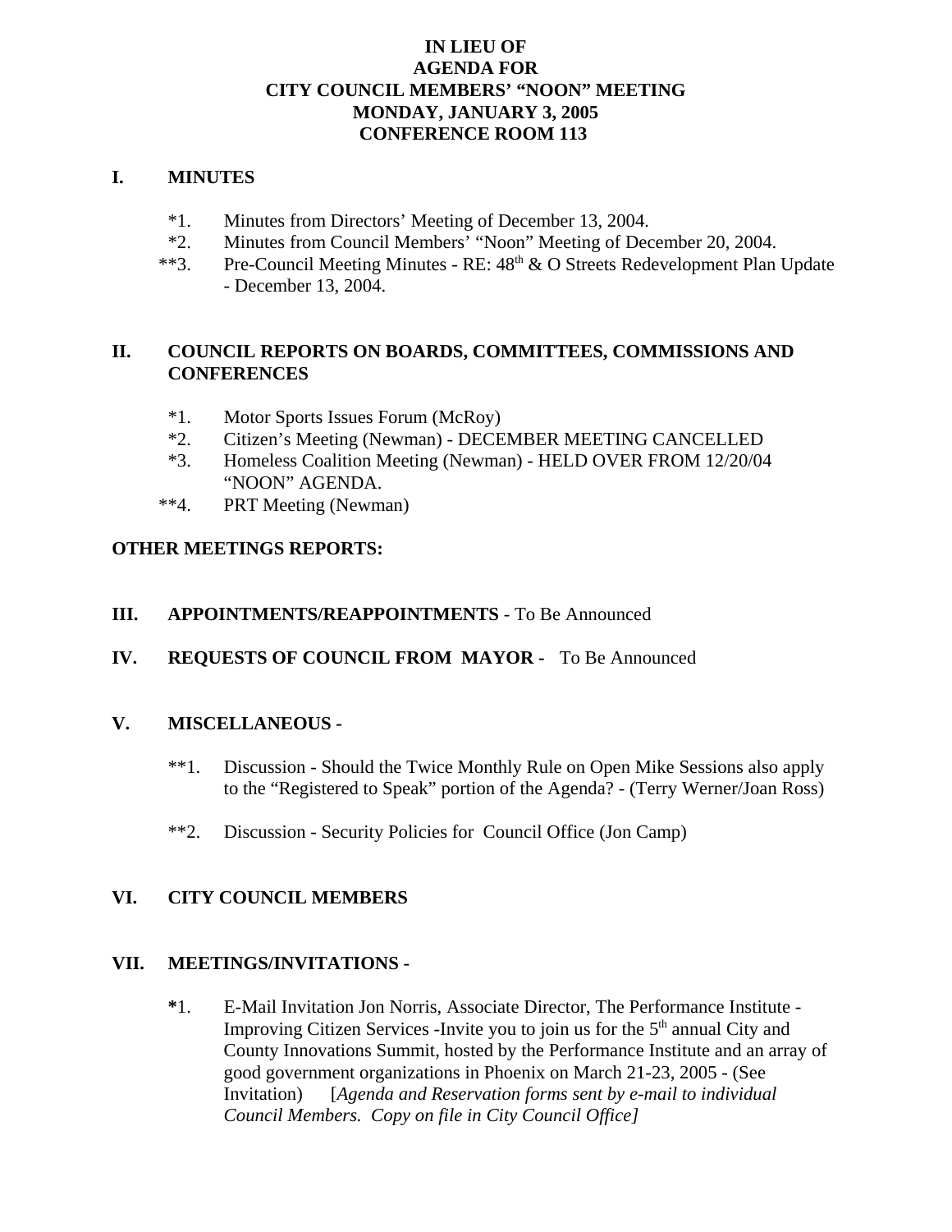**IN LIEU OF**
**AGENDA FOR**
**CITY COUNCIL MEMBERS' "NOON" MEETING**
**MONDAY, JANUARY 3, 2005**
**CONFERENCE ROOM 113**

## I. MINUTES

*1. Minutes from Directors' Meeting of December 13, 2004.
*2. Minutes from Council Members' "Noon" Meeting of December 20, 2004.
**3. Pre-Council Meeting Minutes - RE: 48th & O Streets Redevelopment Plan Update - December 13, 2004.

## II. COUNCIL REPORTS ON BOARDS, COMMITTEES, COMMISSIONS AND CONFERENCES

*1. Motor Sports Issues Forum (McRoy)
*2. Citizen's Meeting (Newman) - DECEMBER MEETING CANCELLED
*3. Homeless Coalition Meeting (Newman) - HELD OVER FROM 12/20/04 "NOON" AGENDA.
**4. PRT Meeting (Newman)

**OTHER MEETINGS REPORTS:**

## III. APPOINTMENTS/REAPPOINTMENTS - To Be Announced

## IV. REQUESTS OF COUNCIL FROM MAYOR - To Be Announced

## V. MISCELLANEOUS -

**1. Discussion - Should the Twice Monthly Rule on Open Mike Sessions also apply to the "Registered to Speak" portion of the Agenda? - (Terry Werner/Joan Ross)

**2. Discussion - Security Policies for Council Office (Jon Camp)

## VI. CITY COUNCIL MEMBERS

## VII. MEETINGS/INVITATIONS -

*1. E-Mail Invitation Jon Norris, Associate Director, The Performance Institute - Improving Citizen Services -Invite you to join us for the 5th annual City and County Innovations Summit, hosted by the Performance Institute and an array of good government organizations in Phoenix on March 21-23, 2005 - (See Invitation) [*Agenda and Reservation forms sent by e-mail to individual Council Members. Copy on file in City Council Office]*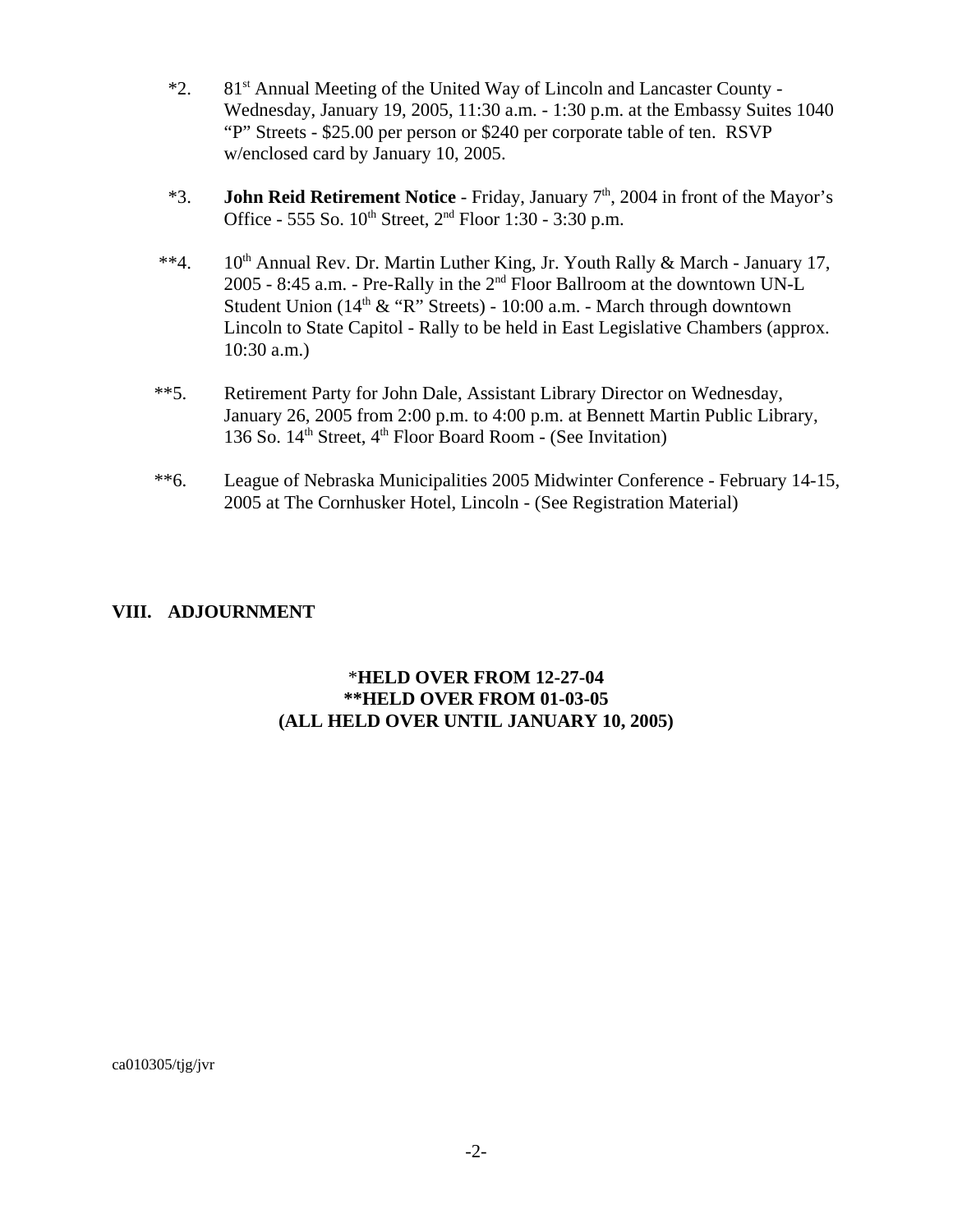*2. 81st Annual Meeting of the United Way of Lincoln and Lancaster County - Wednesday, January 19, 2005, 11:30 a.m. - 1:30 p.m. at the Embassy Suites 1040 "P" Streets - $25.00 per person or $240 per corporate table of ten. RSVP w/enclosed card by January 10, 2005.

*3. **John Reid Retirement Notice** - Friday, January 7th, 2004 in front of the Mayor's Office - 555 So. 10th Street, 2nd Floor 1:30 - 3:30 p.m.

**4. 10th Annual Rev. Dr. Martin Luther King, Jr. Youth Rally & March - January 17, 2005 - 8:45 a.m. - Pre-Rally in the 2nd Floor Ballroom at the downtown UN-L Student Union (14th & "R" Streets) - 10:00 a.m. - March through downtown Lincoln to State Capitol - Rally to be held in East Legislative Chambers (approx. 10:30 a.m.)

**5. Retirement Party for John Dale, Assistant Library Director on Wednesday, January 26, 2005 from 2:00 p.m. to 4:00 p.m. at Bennett Martin Public Library, 136 So. 14th Street, 4th Floor Board Room - (See Invitation)

**6. League of Nebraska Municipalities 2005 Midwinter Conference - February 14-15, 2005 at The Cornhusker Hotel, Lincoln - (See Registration Material)

## VIII. ADJOURNMENT

***HELD OVER FROM 12-27-04**
****HELD OVER FROM 01-03-05**
**(ALL HELD OVER UNTIL JANUARY 10, 2005)**

ca010305/tjg/jvr